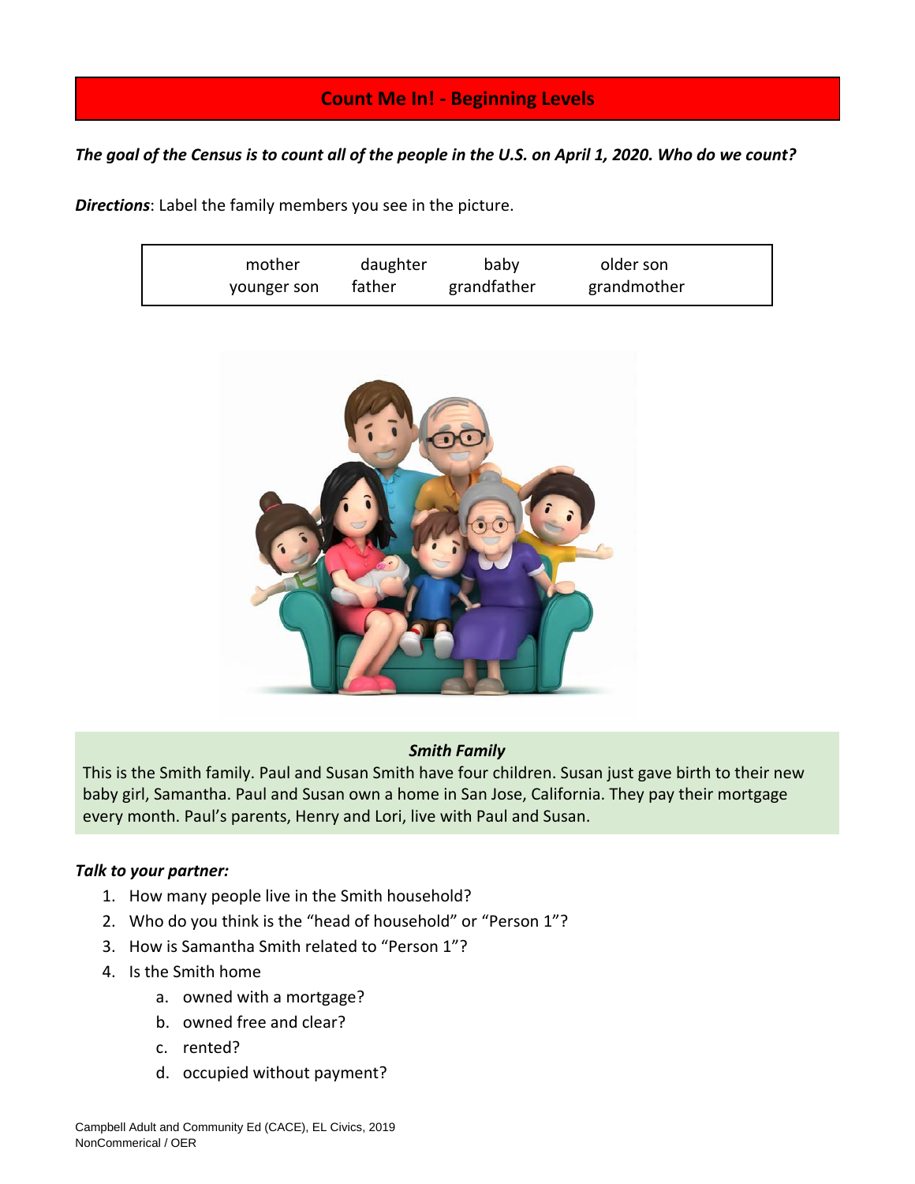# Count Me In! - Beginning Levels

***The goal of the Census is to count all of the people in the U.S. on April 1, 2020. Who do we count?***

***Directions***: Label the family members you see in the picture.

| | | | |
|---|---|---|---|
| mother | daughter | baby | older son |
| younger son | father | grandfather | grandmother |

### *Smith Family*

This is the Smith family. Paul and Susan Smith have four children. Susan just gave birth to their new baby girl, Samantha. Paul and Susan own a home in San Jose, California. They pay their mortgage every month. Paul's parents, Henry and Lori, live with Paul and Susan.

***Talk to your partner:***

1. How many people live in the Smith household?
2. Who do you think is the "head of household" or "Person 1"?
3. How is Samantha Smith related to "Person 1"?
4. Is the Smith home
   a. owned with a mortgage?
   b. owned free and clear?
   c. rented?
   d. occupied without payment?

Campbell Adult and Community Ed (CACE), EL Civics, 2019
NonCommerical / OER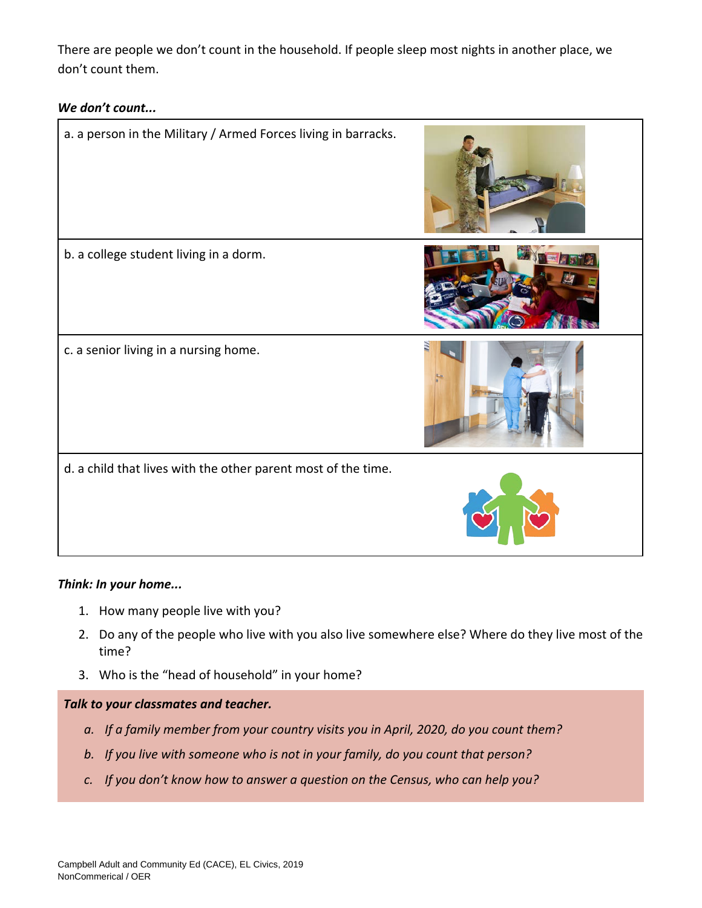There are people we don't count in the household. If people sleep most nights in another place, we don't count them.

***We don't count...***

| | |
|---|---|
| a. a person in the Military / Armed Forces living in barracks. | |
| b. a college student living in a dorm. | |
| c. a senior living in a nursing home. | |
| d. a child that lives with the other parent most of the time. | |

***Think: In your home...***

1. How many people live with you?
2. Do any of the people who live with you also live somewhere else? Where do they live most of the time?
3. Who is the "head of household" in your home?

***Talk to your classmates and teacher.***

*a. If a family member from your country visits you in April, 2020, do you count them?*

*b. If you live with someone who is not in your family, do you count that person?*

*c. If you don't know how to answer a question on the Census, who can help you?*

Campbell Adult and Community Ed (CACE), EL Civics, 2019
NonCommerical / OER